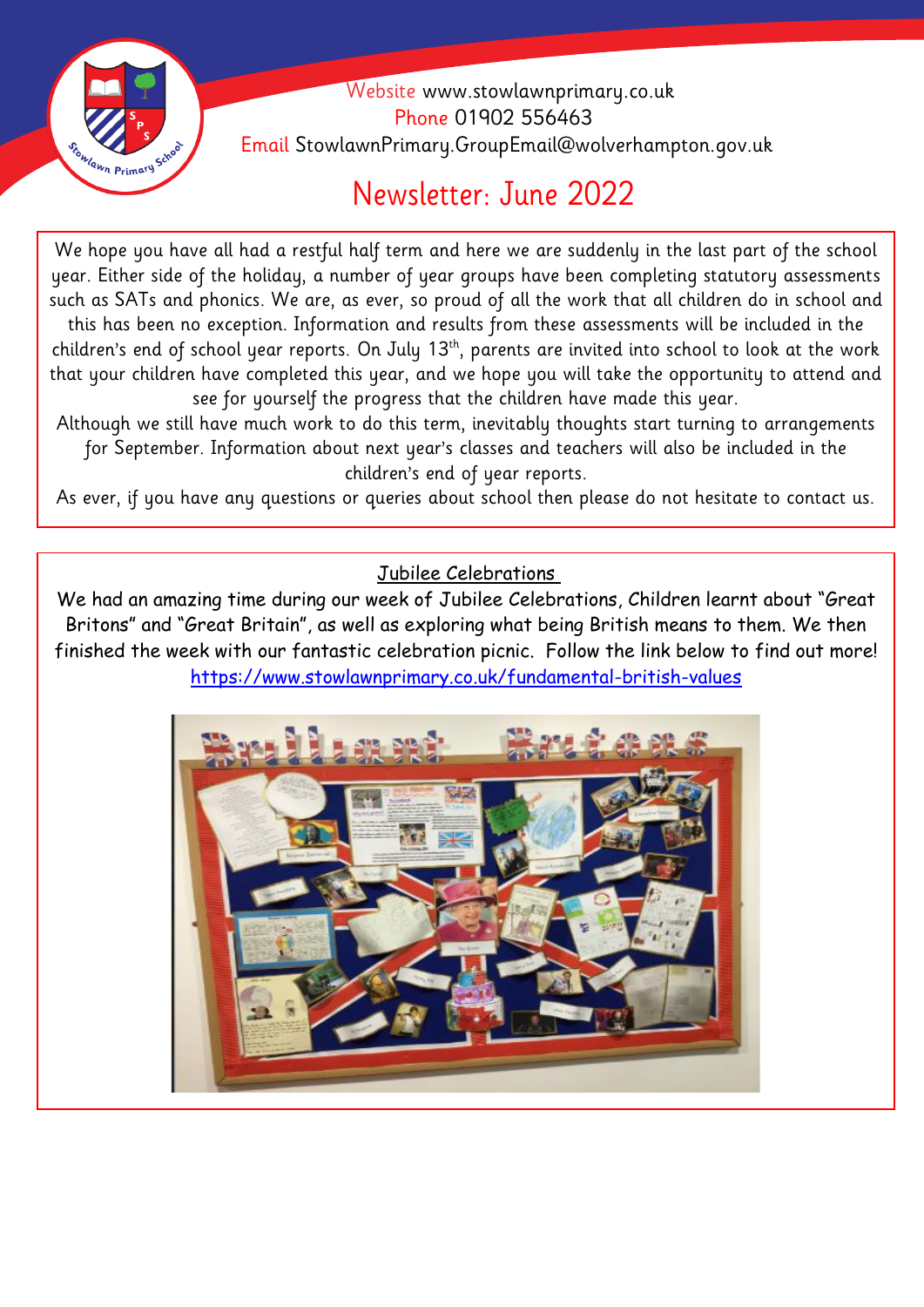Website www.stowlawnprimary.co.uk
Phone 01902 556463
Email StowlawnPrimary.GroupEmail@wolverhampton.gov.uk

# Newsletter: June 2022

We hope you have all had a restful half term and here we are suddenly in the last part of the school year. Either side of the holiday, a number of year groups have been completing statutory assessments such as SATs and phonics. We are, as ever, so proud of all the work that all children do in school and this has been no exception. Information and results from these assessments will be included in the children's end of school year reports. On July 13th, parents are invited into school to look at the work that your children have completed this year, and we hope you will take the opportunity to attend and see for yourself the progress that the children have made this year.

Although we still have much work to do this term, inevitably thoughts start turning to arrangements for September. Information about next year's classes and teachers will also be included in the children's end of year reports.

As ever, if you have any questions or queries about school then please do not hesitate to contact us.

## Jubilee Celebrations

We had an amazing time during our week of Jubilee Celebrations, Children learnt about "Great Britons" and "Great Britain", as well as exploring what being British means to them. We then finished the week with our fantastic celebration picnic. Follow the link below to find out more!
https://www.stowlawnprimary.co.uk/fundamental-british-values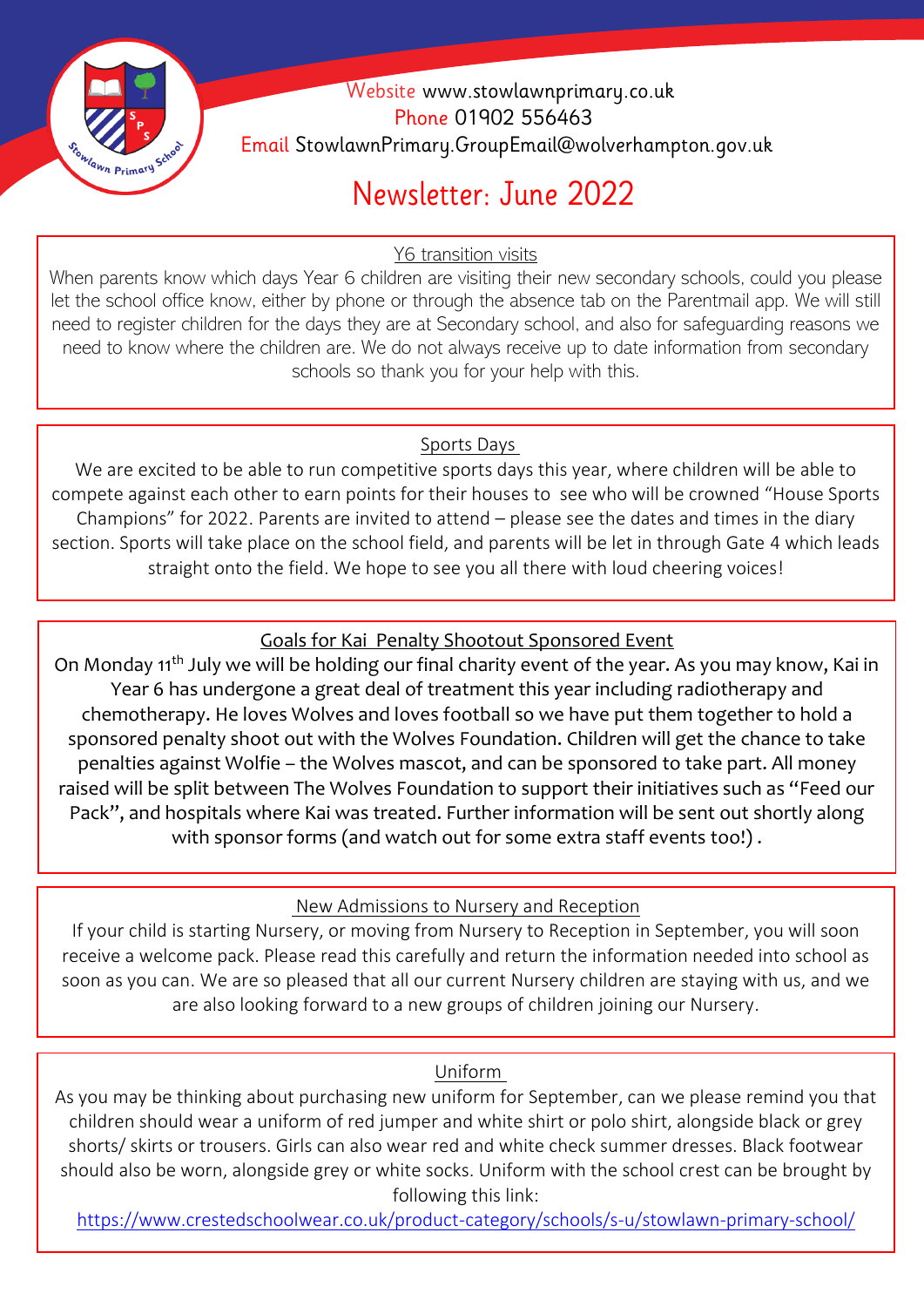Website www.stowlawnprimary.co.uk
Phone 01902 556463
Email StowlawnPrimary.GroupEmail@wolverhampton.gov.uk

# Newsletter: June 2022

## Y6 transition visits

When parents know which days Year 6 children are visiting their new secondary schools, could you please let the school office know, either by phone or through the absence tab on the Parentmail app. We will still need to register children for the days they are at Secondary school, and also for safeguarding reasons we need to know where the children are. We do not always receive up to date information from secondary schools so thank you for your help with this.

## Sports Days

We are excited to be able to run competitive sports days this year, where children will be able to compete against each other to earn points for their houses to see who will be crowned "House Sports Champions" for 2022. Parents are invited to attend – please see the dates and times in the diary section. Sports will take place on the school field, and parents will be let in through Gate 4 which leads straight onto the field. We hope to see you all there with loud cheering voices!

## Goals for Kai Penalty Shootout Sponsored Event

On Monday 11th July we will be holding our final charity event of the year. As you may know, Kai in Year 6 has undergone a great deal of treatment this year including radiotherapy and chemotherapy. He loves Wolves and loves football so we have put them together to hold a sponsored penalty shoot out with the Wolves Foundation. Children will get the chance to take penalties against Wolfie – the Wolves mascot, and can be sponsored to take part. All money raised will be split between The Wolves Foundation to support their initiatives such as "Feed our Pack", and hospitals where Kai was treated. Further information will be sent out shortly along with sponsor forms (and watch out for some extra staff events too!) .

## New Admissions to Nursery and Reception

If your child is starting Nursery, or moving from Nursery to Reception in September, you will soon receive a welcome pack. Please read this carefully and return the information needed into school as soon as you can. We are so pleased that all our current Nursery children are staying with us, and we are also looking forward to a new groups of children joining our Nursery.

## Uniform

As you may be thinking about purchasing new uniform for September, can we please remind you that children should wear a uniform of red jumper and white shirt or polo shirt, alongside black or grey shorts/ skirts or trousers. Girls can also wear red and white check summer dresses. Black footwear should also be worn, alongside grey or white socks. Uniform with the school crest can be brought by following this link:

https://www.crestedschoolwear.co.uk/product-category/schools/s-u/stowlawn-primary-school/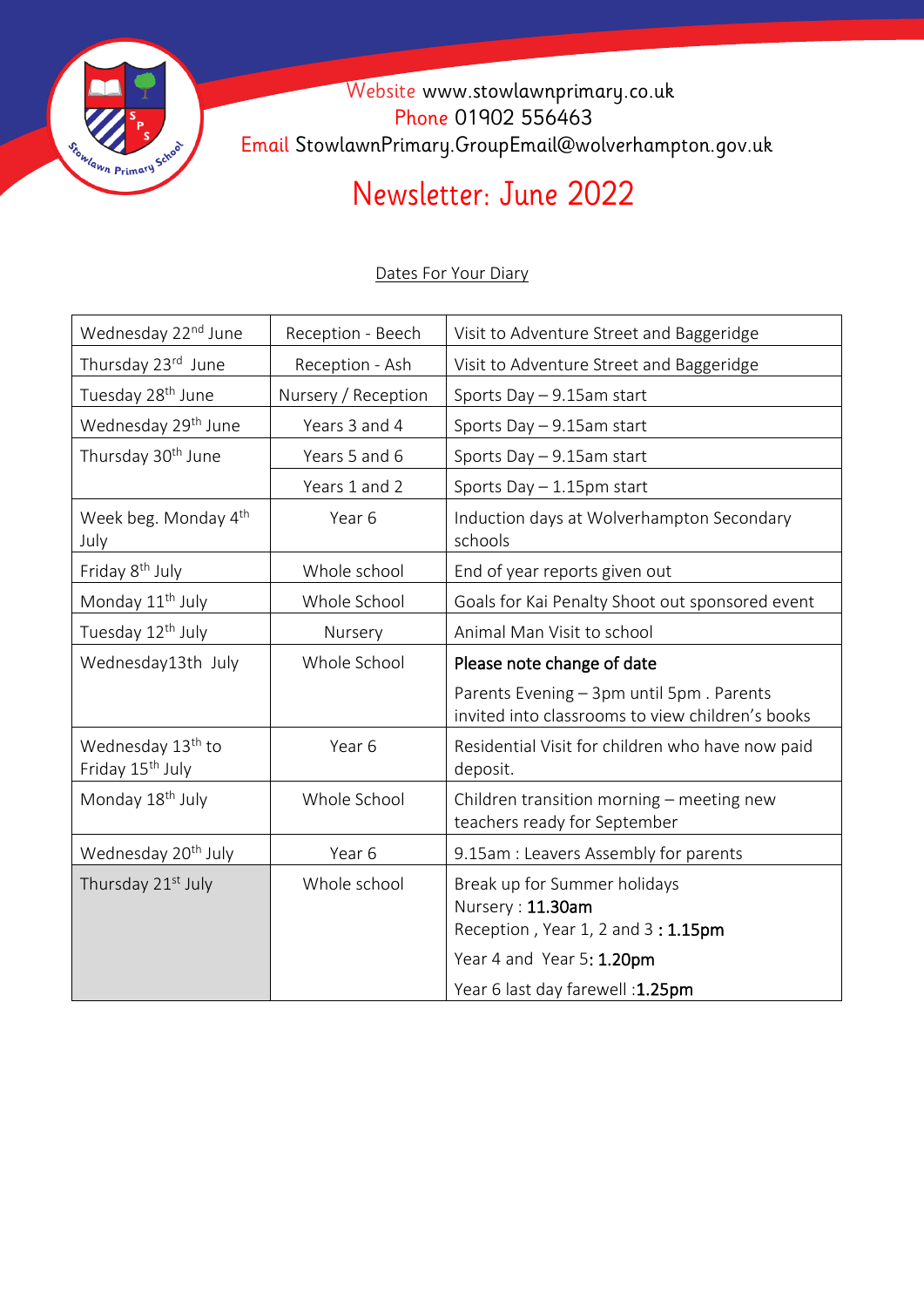Website www.stowlawnprimary.co.uk
Phone 01902 556463
Email StowlawnPrimary.GroupEmail@wolverhampton.gov.uk

# Newsletter: June 2022

Dates For Your Diary

| | | |
|---|---|---|
| Wednesday 22nd June | Reception - Beech | Visit to Adventure Street and Baggeridge |
| Thursday 23rd June | Reception - Ash | Visit to Adventure Street and Baggeridge |
| Tuesday 28th June | Nursery / Reception | Sports Day – 9.15am start |
| Wednesday 29th June | Years 3 and 4 | Sports Day – 9.15am start |
| Thursday 30th June | Years 5 and 6 | Sports Day – 9.15am start |
| | Years 1 and 2 | Sports Day – 1.15pm start |
| Week beg. Monday 4th July | Year 6 | Induction days at Wolverhampton Secondary schools |
| Friday 8th July | Whole school | End of year reports given out |
| Monday 11th July | Whole School | Goals for Kai Penalty Shoot out sponsored event |
| Tuesday 12th July | Nursery | Animal Man Visit to school |
| Wednesday13th July | Whole School | Please note change of date<br>Parents Evening – 3pm until 5pm . Parents invited into classrooms to view children's books |
| Wednesday 13th to Friday 15th July | Year 6 | Residential Visit for children who have now paid deposit. |
| Monday 18th July | Whole School | Children transition morning – meeting new teachers ready for September |
| Wednesday 20th July | Year 6 | 9.15am : Leavers Assembly for parents |
| Thursday 21st July | Whole school | Break up for Summer holidays<br>Nursery : **11.30am**<br>Reception , Year 1, 2 and 3 **: 1.15pm**<br>Year 4 and Year 5**: 1.20pm**<br>Year 6 last day farewell :**1.25pm** |